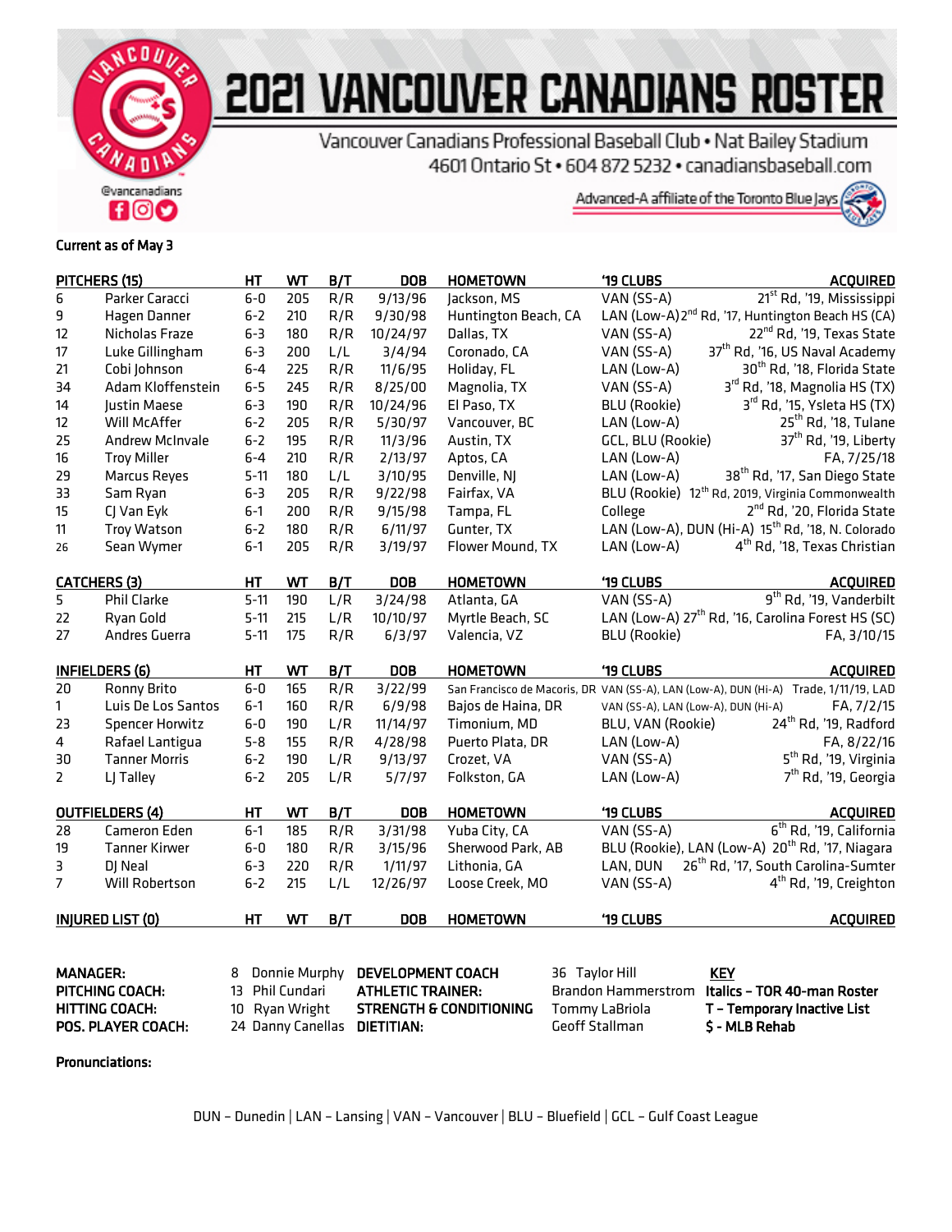# 2021 VANCOUVER CANADIANS ROSTER

Vancouver Canadians Professional Baseball Club • Nat Bailey Stadium
4601 Ontario St • 604 872 5232 • canadiansbaseball.com

Advanced-A affiliate of the Toronto Blue Jays

@vancanadians

**Current as of May 3**

| # | PITCHERS (15) | HT | WT | B/T | DOB | HOMETOWN | '19 CLUBS | ACQUIRED |
|---|---|---|---|---|---|---|---|---|
| 6 | Parker Caracci | 6-0 | 205 | R/R | 9/13/96 | Jackson, MS | VAN (SS-A) | 21st Rd, '19, Mississippi |
| 9 | Hagen Danner | 6-2 | 210 | R/R | 9/30/98 | Huntington Beach, CA | LAN (Low-A) | 2nd Rd, '17, Huntington Beach HS (CA) |
| 12 | Nicholas Fraze | 6-3 | 180 | R/R | 10/24/97 | Dallas, TX | VAN (SS-A) | 22nd Rd, '19, Texas State |
| 17 | Luke Gillingham | 6-3 | 200 | L/L | 3/4/94 | Coronado, CA | VAN (SS-A) | 37th Rd, '16, US Naval Academy |
| 21 | Cobi Johnson | 6-4 | 225 | R/R | 11/6/95 | Holiday, FL | LAN (Low-A) | 30th Rd, '18, Florida State |
| 34 | Adam Kloffenstein | 6-5 | 245 | R/R | 8/25/00 | Magnolia, TX | VAN (SS-A) | 3rd Rd, '18, Magnolia HS (TX) |
| 14 | Justin Maese | 6-3 | 190 | R/R | 10/24/96 | El Paso, TX | BLU (Rookie) | 3rd Rd, '15, Ysleta HS (TX) |
| 12 | Will McAffer | 6-2 | 205 | R/R | 5/30/97 | Vancouver, BC | LAN (Low-A) | 25th Rd, '18, Tulane |
| 25 | Andrew McInvale | 6-2 | 195 | R/R | 11/3/96 | Austin, TX | GCL, BLU (Rookie) | 37th Rd, '19, Liberty |
| 16 | Troy Miller | 6-4 | 210 | R/R | 2/13/97 | Aptos, CA | LAN (Low-A) | FA, 7/25/18 |
| 29 | Marcus Reyes | 5-11 | 180 | L/L | 3/10/95 | Denville, NJ | LAN (Low-A) | 38th Rd, '17, San Diego State |
| 33 | Sam Ryan | 6-3 | 205 | R/R | 9/22/98 | Fairfax, VA | BLU (Rookie) | 12th Rd, 2019, Virginia Commonwealth |
| 15 | CJ Van Eyk | 6-1 | 200 | R/R | 9/15/98 | Tampa, FL | College | 2nd Rd, '20, Florida State |
| 11 | Troy Watson | 6-2 | 180 | R/R | 6/11/97 | Gunter, TX | LAN (Low-A), DUN (Hi-A) | 15th Rd, '18, N. Colorado |
| 26 | Sean Wymer | 6-1 | 205 | R/R | 3/19/97 | Flower Mound, TX | LAN (Low-A) | 4th Rd, '18, Texas Christian |

| # | CATCHERS (3) | HT | WT | B/T | DOB | HOMETOWN | '19 CLUBS | ACQUIRED |
|---|---|---|---|---|---|---|---|---|
| 5 | Phil Clarke | 5-11 | 190 | L/R | 3/24/98 | Atlanta, GA | VAN (SS-A) | 9th Rd, '19, Vanderbilt |
| 22 | Ryan Gold | 5-11 | 215 | L/R | 10/10/97 | Myrtle Beach, SC | LAN (Low-A) | 27th Rd, '16, Carolina Forest HS (SC) |
| 27 | Andres Guerra | 5-11 | 175 | R/R | 6/3/97 | Valencia, VZ | BLU (Rookie) | FA, 3/10/15 |

| # | INFIELDERS (6) | HT | WT | B/T | DOB | HOMETOWN | '19 CLUBS | ACQUIRED |
|---|---|---|---|---|---|---|---|---|
| 20 | Ronny Brito | 6-0 | 165 | R/R | 3/22/99 | San Francisco de Macoris, DR | VAN (SS-A), LAN (Low-A), DUN (Hi-A) | Trade, 1/11/19, LAD |
| 1 | Luis De Los Santos | 6-1 | 160 | R/R | 6/9/98 | Bajos de Haina, DR | VAN (SS-A), LAN (Low-A), DUN (Hi-A) | FA, 7/2/15 |
| 23 | Spencer Horwitz | 6-0 | 190 | L/R | 11/14/97 | Timonium, MD | BLU, VAN (Rookie) | 24th Rd, '19, Radford |
| 4 | Rafael Lantigua | 5-8 | 155 | R/R | 4/28/98 | Puerto Plata, DR | LAN (Low-A) | FA, 8/22/16 |
| 30 | Tanner Morris | 6-2 | 190 | L/R | 9/13/97 | Crozet, VA | VAN (SS-A) | 5th Rd, '19, Virginia |
| 2 | LJ Talley | 6-2 | 205 | L/R | 5/7/97 | Folkston, GA | LAN (Low-A) | 7th Rd, '19, Georgia |

| # | OUTFIELDERS (4) | HT | WT | B/T | DOB | HOMETOWN | '19 CLUBS | ACQUIRED |
|---|---|---|---|---|---|---|---|---|
| 28 | Cameron Eden | 6-1 | 185 | R/R | 3/31/98 | Yuba City, CA | VAN (SS-A) | 6th Rd, '19, California |
| 19 | Tanner Kirwer | 6-0 | 180 | R/R | 3/15/96 | Sherwood Park, AB | BLU (Rookie), LAN (Low-A) | 20th Rd, '17, Niagara |
| 3 | DJ Neal | 6-3 | 220 | R/R | 1/11/97 | Lithonia, GA | LAN, DUN | 26th Rd, '17, South Carolina-Sumter |
| 7 | Will Robertson | 6-2 | 215 | L/L | 12/26/97 | Loose Creek, MO | VAN (SS-A) | 4th Rd, '19, Creighton |

| # | INJURED LIST (0) | HT | WT | B/T | DOB | HOMETOWN | '19 CLUBS | ACQUIRED |
|---|---|---|---|---|---|---|---|---|

**MANAGER:** 8 Donnie Murphy
**PITCHING COACH:** 13 Phil Cundari
**HITTING COACH:** 10 Ryan Wright
**POS. PLAYER COACH:** 24 Danny Canellas

**DEVELOPMENT COACH** 36 Taylor Hill
**ATHLETIC TRAINER:** Brandon Hammerstrom
**STRENGTH & CONDITIONING** Tommy LaBriola
**DIETITIAN:** Geoff Stallman

**KEY**
***Italics* – TOR 40-man Roster**
**T – Temporary Inactive List**
**$ - MLB Rehab**

**Pronunciations:**

DUN – Dunedin | LAN – Lansing | VAN – Vancouver | BLU – Bluefield | GCL – Gulf Coast League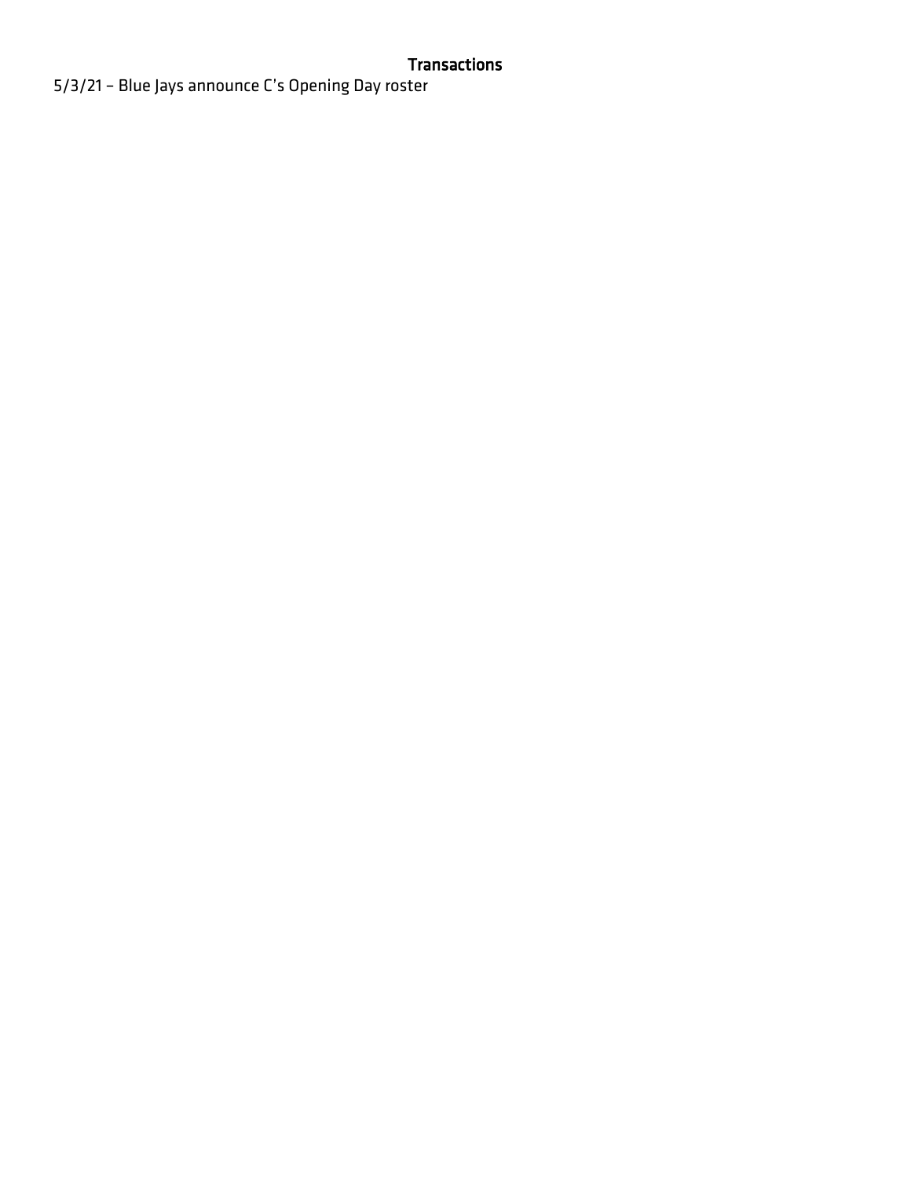## Transactions

5/3/21 – Blue Jays announce C's Opening Day roster